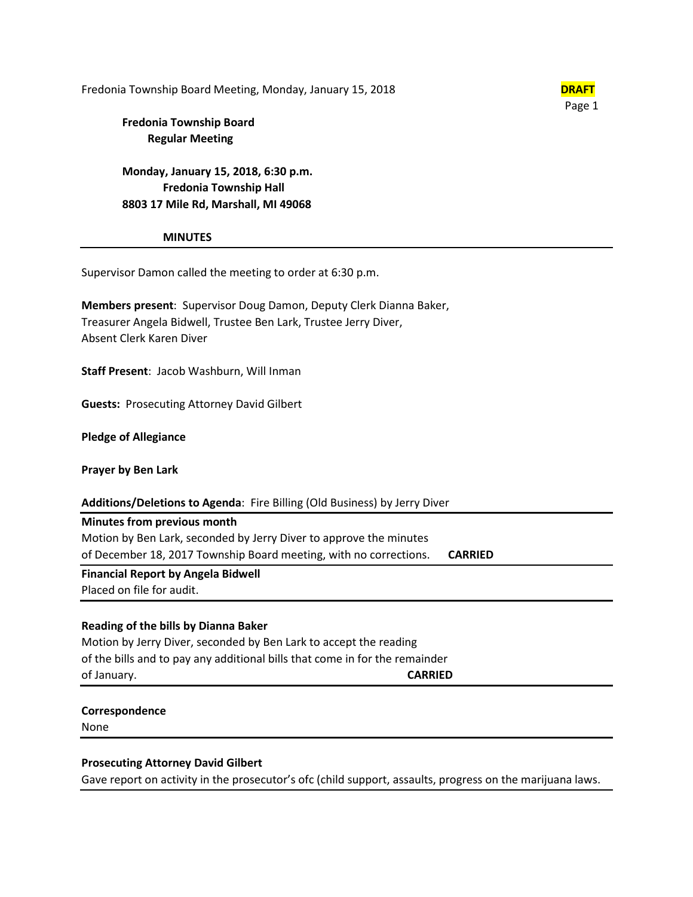**DRAFT**

## Fredonia Township Board
## Regular Meeting

**Monday, January 15, 2018, 6:30 p.m.**
**Fredonia Township Hall**
**8803 17 Mile Rd, Marshall, MI 49068**

### MINUTES

---

Supervisor Damon called the meeting to order at 6:30 p.m.

**Members present**: Supervisor Doug Damon, Deputy Clerk Dianna Baker, Treasurer Angela Bidwell, Trustee Ben Lark, Trustee Jerry Diver, Absent Clerk Karen Diver

**Staff Present**: Jacob Washburn, Will Inman

**Guests:** Prosecuting Attorney David Gilbert

**Pledge of Allegiance**

**Prayer by Ben Lark**

**Additions/Deletions to Agenda**: Fire Billing (Old Business) by Jerry Diver

---

**Minutes from previous month**
Motion by Ben Lark, seconded by Jerry Diver to approve the minutes of December 18, 2017 Township Board meeting, with no corrections. **CARRIED**

---

**Financial Report by Angela Bidwell**
Placed on file for audit.

---

**Reading of the bills by Dianna Baker**
Motion by Jerry Diver, seconded by Ben Lark to accept the reading of the bills and to pay any additional bills that come in for the remainder of January. **CARRIED**

---

**Correspondence**
None

---

**Prosecuting Attorney David Gilbert**
Gave report on activity in the prosecutor's ofc (child support, assaults, progress on the marijuana laws.

---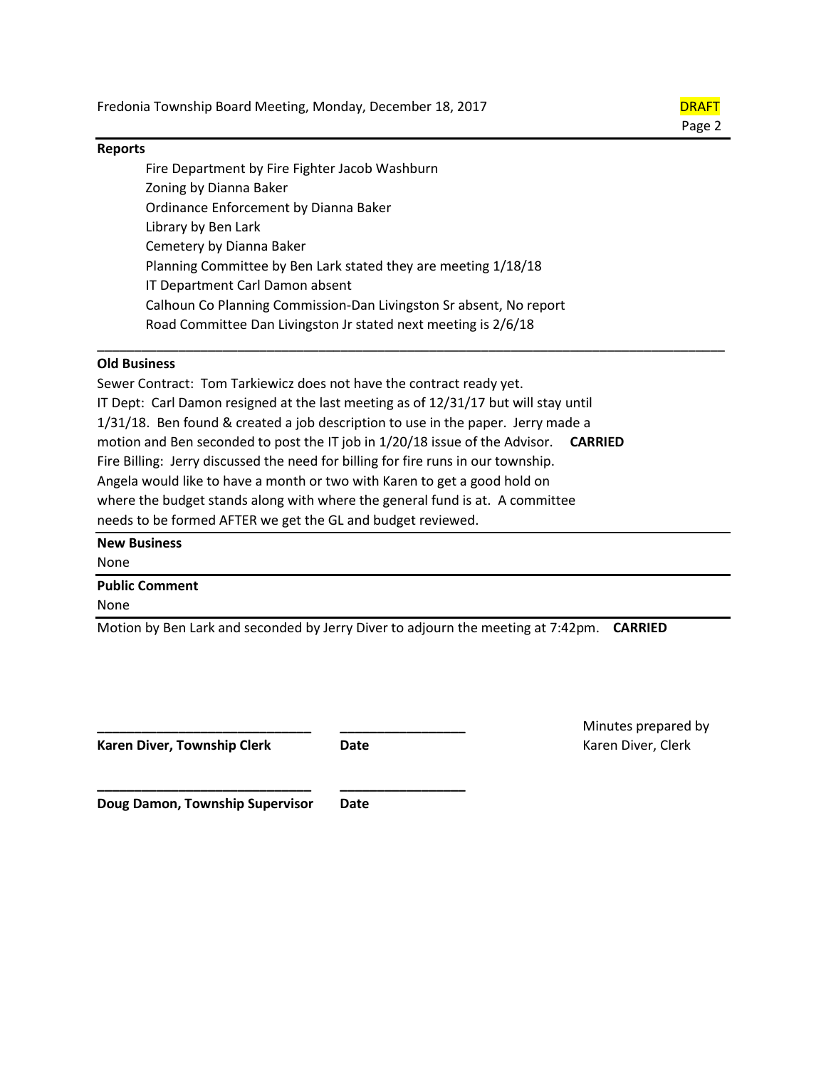**Reports**

Fire Department by Fire Fighter Jacob Washburn
Zoning by Dianna Baker
Ordinance Enforcement by Dianna Baker
Library by Ben Lark
Cemetery by Dianna Baker
Planning Committee by Ben Lark stated they are meeting 1/18/18
IT Department Carl Damon absent
Calhoun Co Planning Commission-Dan Livingston Sr absent, No report
Road Committee Dan Livingston Jr stated next meeting is 2/6/18

---

**Old Business**

Sewer Contract: Tom Tarkiewicz does not have the contract ready yet.
IT Dept: Carl Damon resigned at the last meeting as of 12/31/17 but will stay until 1/31/18. Ben found & created a job description to use in the paper. Jerry made a motion and Ben seconded to post the IT job in 1/20/18 issue of the Advisor. **CARRIED**
Fire Billing: Jerry discussed the need for billing for fire runs in our township. Angela would like to have a month or two with Karen to get a good hold on where the budget stands along with where the general fund is at. A committee needs to be formed AFTER we get the GL and budget reviewed.

---

**New Business**

None

---

**Public Comment**

None

---

Motion by Ben Lark and seconded by Jerry Diver to adjourn the meeting at 7:42pm. **CARRIED**

| | | |
|---|---|---|
| ______________________________ | _________________ | Minutes prepared by |
| **Karen Diver, Township Clerk** | **Date** | Karen Diver, Clerk |
| ______________________________ | _________________ | |
| **Doug Damon, Township Supervisor** | **Date** | |